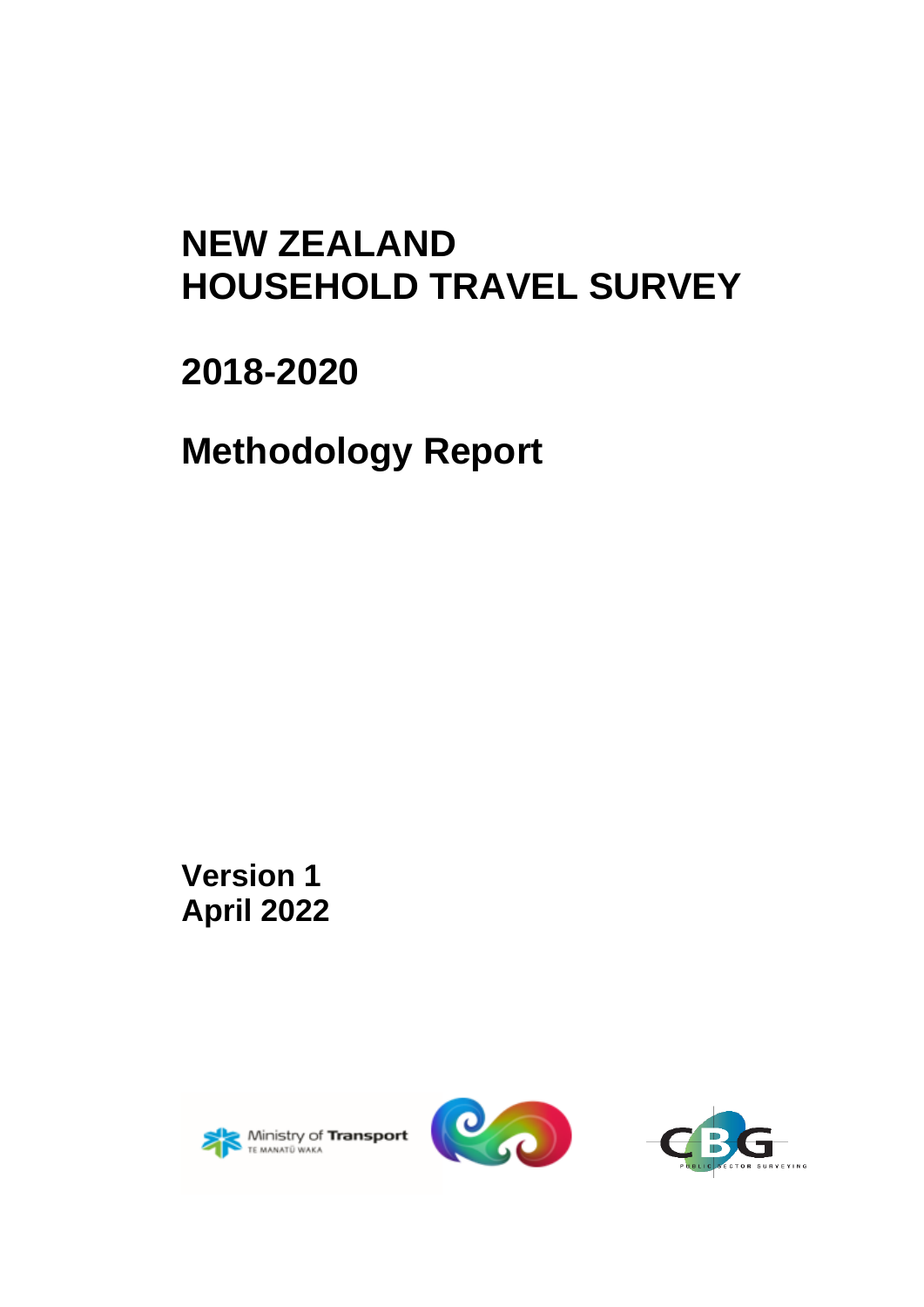# NEW ZEALAND HOUSEHOLD TRAVEL SURVEY

# 2018-2020

# Methodology Report

**Version 1**
**April 2022**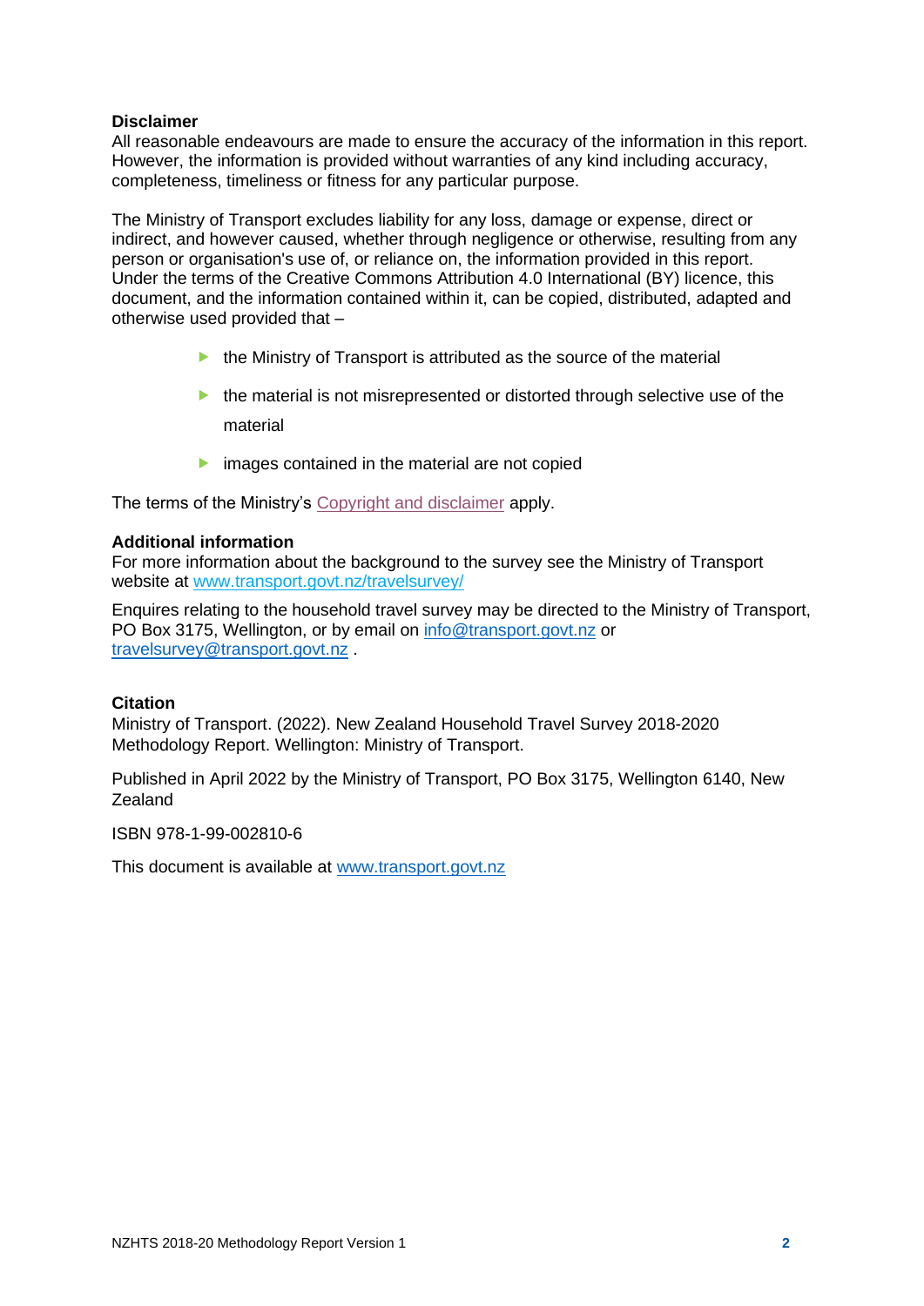**Disclaimer**

All reasonable endeavours are made to ensure the accuracy of the information in this report. However, the information is provided without warranties of any kind including accuracy, completeness, timeliness or fitness for any particular purpose.

The Ministry of Transport excludes liability for any loss, damage or expense, direct or indirect, and however caused, whether through negligence or otherwise, resulting from any person or organisation's use of, or reliance on, the information provided in this report. Under the terms of the Creative Commons Attribution 4.0 International (BY) licence, this document, and the information contained within it, can be copied, distributed, adapted and otherwise used provided that –

- the Ministry of Transport is attributed as the source of the material
- the material is not misrepresented or distorted through selective use of the material
- images contained in the material are not copied

The terms of the Ministry's Copyright and disclaimer apply.

**Additional information**

For more information about the background to the survey see the Ministry of Transport website at www.transport.govt.nz/travelsurvey/

Enquires relating to the household travel survey may be directed to the Ministry of Transport, PO Box 3175, Wellington, or by email on info@transport.govt.nz or travelsurvey@transport.govt.nz .

**Citation**

Ministry of Transport. (2022). New Zealand Household Travel Survey 2018-2020 Methodology Report. Wellington: Ministry of Transport.

Published in April 2022 by the Ministry of Transport, PO Box 3175, Wellington 6140, New Zealand

ISBN 978-1-99-002810-6

This document is available at www.transport.govt.nz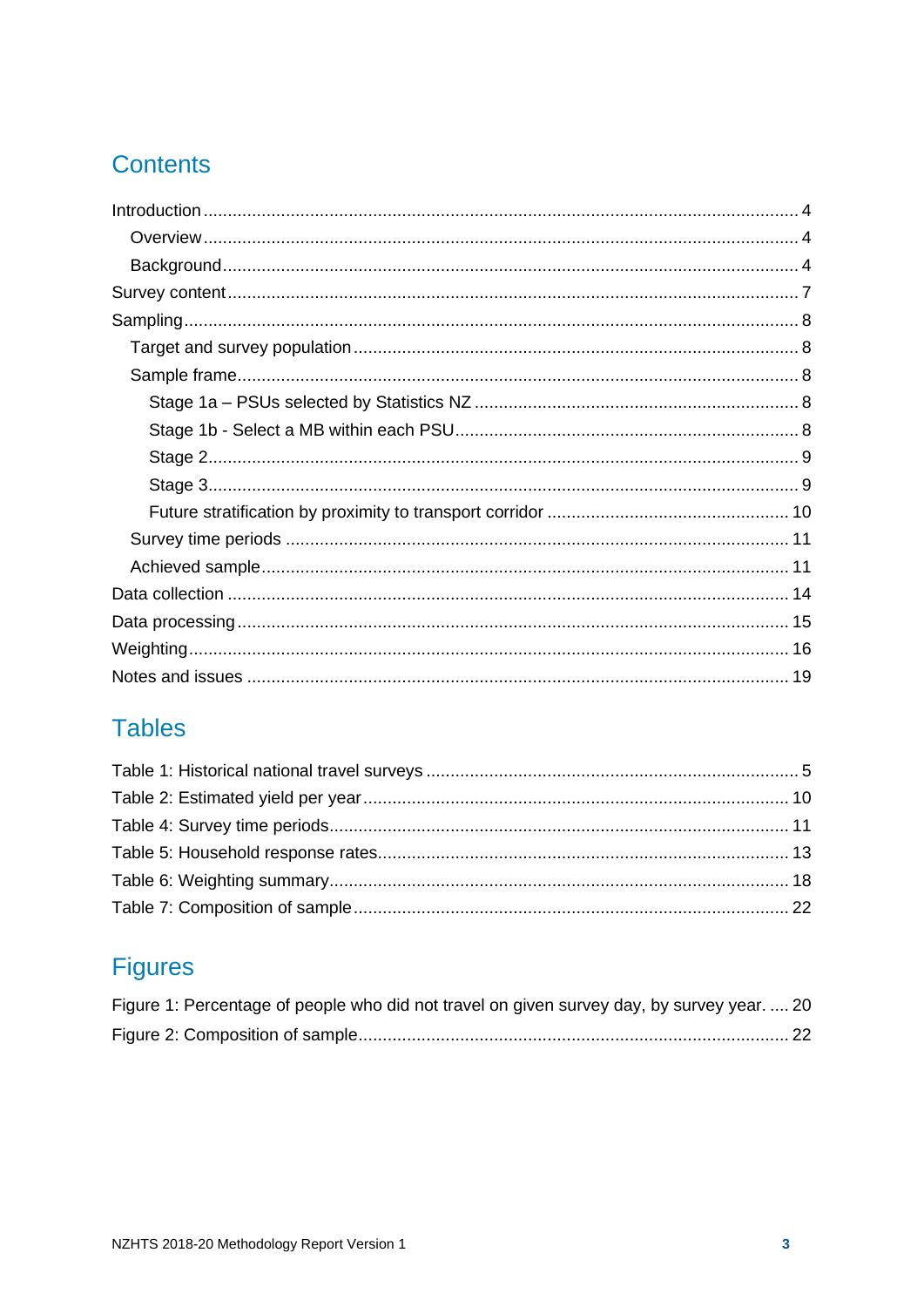## Contents

Introduction ..... 4
- Overview ..... 4
- Background ..... 4

Survey content ..... 7

Sampling ..... 8
- Target and survey population ..... 8
- Sample frame ..... 8
  - Stage 1a – PSUs selected by Statistics NZ ..... 8
  - Stage 1b - Select a MB within each PSU ..... 8
  - Stage 2 ..... 9
  - Stage 3 ..... 9
  - Future stratification by proximity to transport corridor ..... 10
- Survey time periods ..... 11
- Achieved sample ..... 11

Data collection ..... 14

Data processing ..... 15

Weighting ..... 16

Notes and issues ..... 19

## Tables

Table 1: Historical national travel surveys ..... 5
Table 2: Estimated yield per year ..... 10
Table 4: Survey time periods ..... 11
Table 5: Household response rates ..... 13
Table 6: Weighting summary ..... 18
Table 7: Composition of sample ..... 22

## Figures

Figure 1: Percentage of people who did not travel on given survey day, by survey year. ..... 20
Figure 2: Composition of sample ..... 22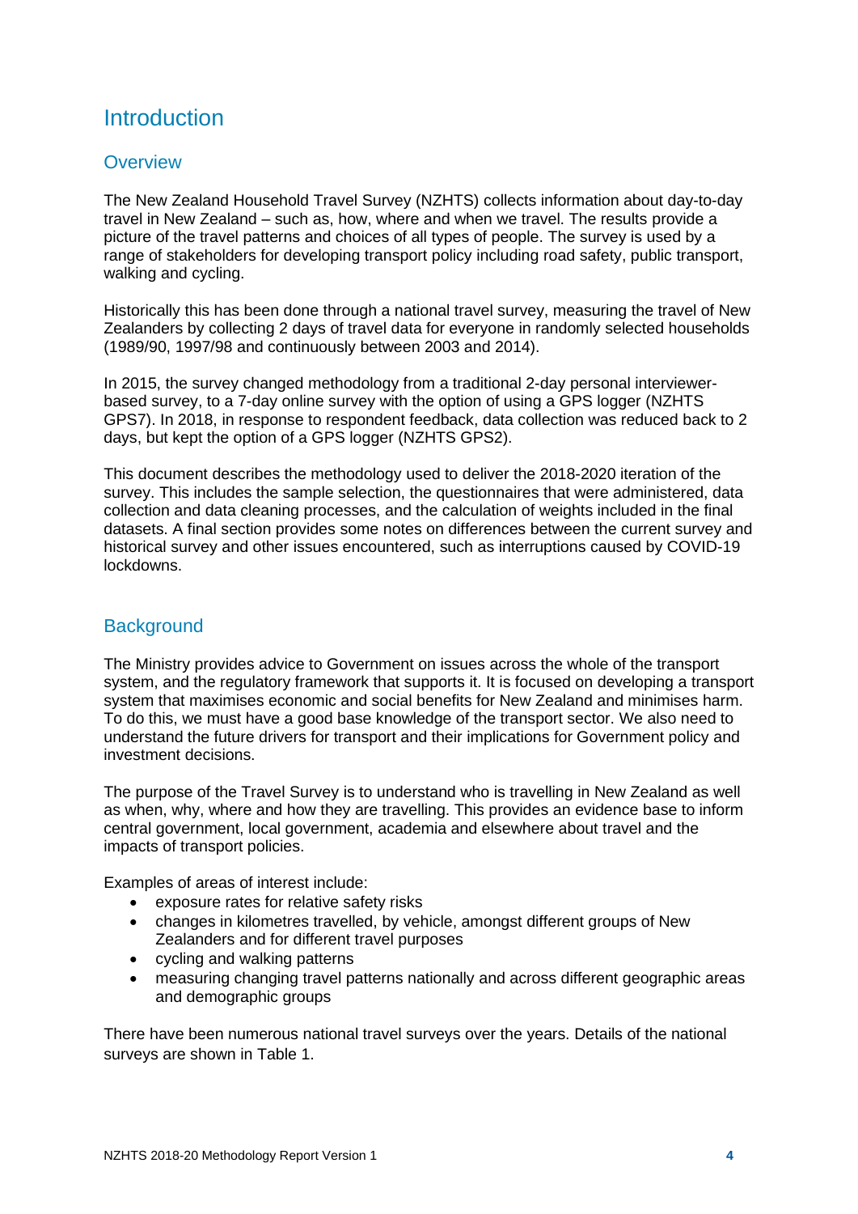# Introduction

## Overview

The New Zealand Household Travel Survey (NZHTS) collects information about day-to-day travel in New Zealand – such as, how, where and when we travel. The results provide a picture of the travel patterns and choices of all types of people. The survey is used by a range of stakeholders for developing transport policy including road safety, public transport, walking and cycling.

Historically this has been done through a national travel survey, measuring the travel of New Zealanders by collecting 2 days of travel data for everyone in randomly selected households (1989/90, 1997/98 and continuously between 2003 and 2014).

In 2015, the survey changed methodology from a traditional 2-day personal interviewer-based survey, to a 7-day online survey with the option of using a GPS logger (NZHTS GPS7). In 2018, in response to respondent feedback, data collection was reduced back to 2 days, but kept the option of a GPS logger (NZHTS GPS2).

This document describes the methodology used to deliver the 2018-2020 iteration of the survey. This includes the sample selection, the questionnaires that were administered, data collection and data cleaning processes, and the calculation of weights included in the final datasets. A final section provides some notes on differences between the current survey and historical survey and other issues encountered, such as interruptions caused by COVID-19 lockdowns.

## Background

The Ministry provides advice to Government on issues across the whole of the transport system, and the regulatory framework that supports it. It is focused on developing a transport system that maximises economic and social benefits for New Zealand and minimises harm. To do this, we must have a good base knowledge of the transport sector. We also need to understand the future drivers for transport and their implications for Government policy and investment decisions.

The purpose of the Travel Survey is to understand who is travelling in New Zealand as well as when, why, where and how they are travelling. This provides an evidence base to inform central government, local government, academia and elsewhere about travel and the impacts of transport policies.

Examples of areas of interest include:

- exposure rates for relative safety risks
- changes in kilometres travelled, by vehicle, amongst different groups of New Zealanders and for different travel purposes
- cycling and walking patterns
- measuring changing travel patterns nationally and across different geographic areas and demographic groups

There have been numerous national travel surveys over the years. Details of the national surveys are shown in Table 1.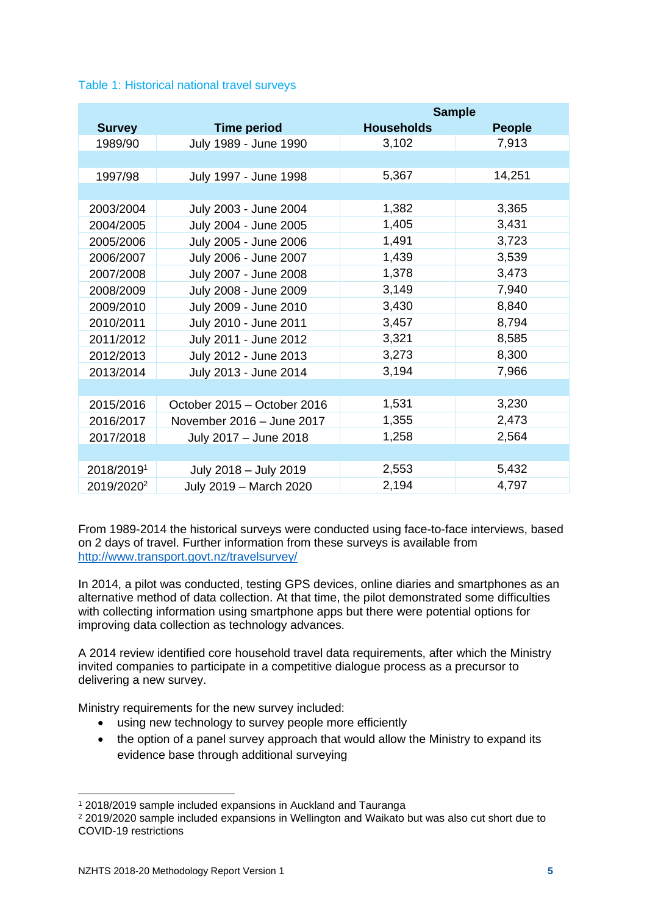Table 1: Historical national travel surveys

| Survey | Time period | Sample | |
|---|---|---|---|
| | | Households | People |
| 1989/90 | July 1989 - June 1990 | 3,102 | 7,913 |
| | | | |
| 1997/98 | July 1997 - June 1998 | 5,367 | 14,251 |
| | | | |
| 2003/2004 | July 2003 - June 2004 | 1,382 | 3,365 |
| 2004/2005 | July 2004 - June 2005 | 1,405 | 3,431 |
| 2005/2006 | July 2005 - June 2006 | 1,491 | 3,723 |
| 2006/2007 | July 2006 - June 2007 | 1,439 | 3,539 |
| 2007/2008 | July 2007 - June 2008 | 1,378 | 3,473 |
| 2008/2009 | July 2008 - June 2009 | 3,149 | 7,940 |
| 2009/2010 | July 2009 - June 2010 | 3,430 | 8,840 |
| 2010/2011 | July 2010 - June 2011 | 3,457 | 8,794 |
| 2011/2012 | July 2011 - June 2012 | 3,321 | 8,585 |
| 2012/2013 | July 2012 - June 2013 | 3,273 | 8,300 |
| 2013/2014 | July 2013 - June 2014 | 3,194 | 7,966 |
| | | | |
| 2015/2016 | October 2015 – October 2016 | 1,531 | 3,230 |
| 2016/2017 | November 2016 – June 2017 | 1,355 | 2,473 |
| 2017/2018 | July 2017 – June 2018 | 1,258 | 2,564 |
| | | | |
| 2018/2019[1] | July 2018 – July 2019 | 2,553 | 5,432 |
| 2019/2020[2] | July 2019 – March 2020 | 2,194 | 4,797 |

From 1989-2014 the historical surveys were conducted using face-to-face interviews, based on 2 days of travel. Further information from these surveys is available from http://www.transport.govt.nz/travelsurvey/

In 2014, a pilot was conducted, testing GPS devices, online diaries and smartphones as an alternative method of data collection. At that time, the pilot demonstrated some difficulties with collecting information using smartphone apps but there were potential options for improving data collection as technology advances.

A 2014 review identified core household travel data requirements, after which the Ministry invited companies to participate in a competitive dialogue process as a precursor to delivering a new survey.

Ministry requirements for the new survey included:

- using new technology to survey people more efficiently
- the option of a panel survey approach that would allow the Ministry to expand its evidence base through additional surveying

[1] 2018/2019 sample included expansions in Auckland and Tauranga

[2] 2019/2020 sample included expansions in Wellington and Waikato but was also cut short due to COVID-19 restrictions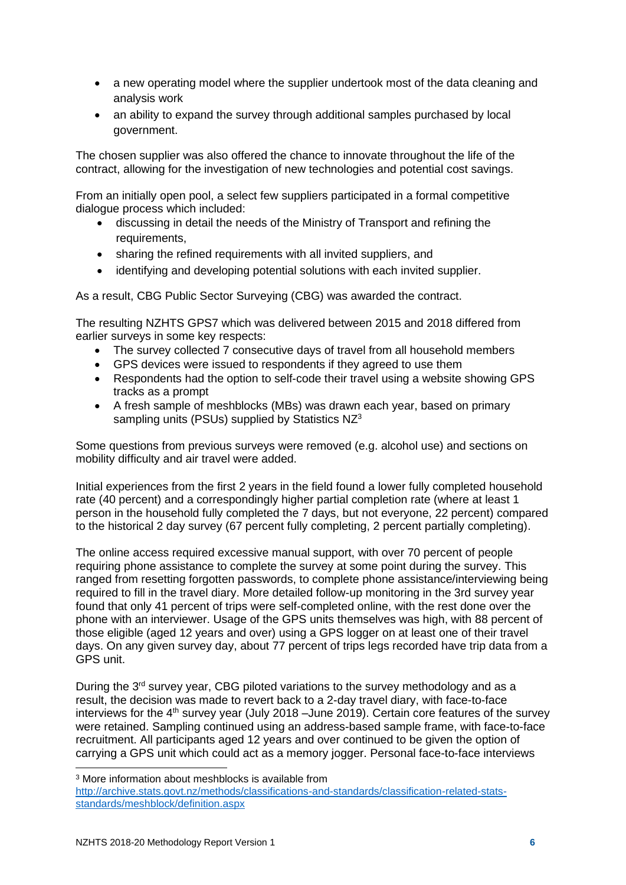- a new operating model where the supplier undertook most of the data cleaning and analysis work
- an ability to expand the survey through additional samples purchased by local government.

The chosen supplier was also offered the chance to innovate throughout the life of the contract, allowing for the investigation of new technologies and potential cost savings.

From an initially open pool, a select few suppliers participated in a formal competitive dialogue process which included:

- discussing in detail the needs of the Ministry of Transport and refining the requirements,
- sharing the refined requirements with all invited suppliers, and
- identifying and developing potential solutions with each invited supplier.

As a result, CBG Public Sector Surveying (CBG) was awarded the contract.

The resulting NZHTS GPS7 which was delivered between 2015 and 2018 differed from earlier surveys in some key respects:

- The survey collected 7 consecutive days of travel from all household members
- GPS devices were issued to respondents if they agreed to use them
- Respondents had the option to self-code their travel using a website showing GPS tracks as a prompt
- A fresh sample of meshblocks (MBs) was drawn each year, based on primary sampling units (PSUs) supplied by Statistics NZ[3]

Some questions from previous surveys were removed (e.g. alcohol use) and sections on mobility difficulty and air travel were added.

Initial experiences from the first 2 years in the field found a lower fully completed household rate (40 percent) and a correspondingly higher partial completion rate (where at least 1 person in the household fully completed the 7 days, but not everyone, 22 percent) compared to the historical 2 day survey (67 percent fully completing, 2 percent partially completing).

The online access required excessive manual support, with over 70 percent of people requiring phone assistance to complete the survey at some point during the survey. This ranged from resetting forgotten passwords, to complete phone assistance/interviewing being required to fill in the travel diary. More detailed follow-up monitoring in the 3rd survey year found that only 41 percent of trips were self-completed online, with the rest done over the phone with an interviewer. Usage of the GPS units themselves was high, with 88 percent of those eligible (aged 12 years and over) using a GPS logger on at least one of their travel days. On any given survey day, about 77 percent of trips legs recorded have trip data from a GPS unit.

During the 3rd survey year, CBG piloted variations to the survey methodology and as a result, the decision was made to revert back to a 2-day travel diary, with face-to-face interviews for the 4th survey year (July 2018 –June 2019). Certain core features of the survey were retained. Sampling continued using an address-based sample frame, with face-to-face recruitment. All participants aged 12 years and over continued to be given the option of carrying a GPS unit which could act as a memory jogger. Personal face-to-face interviews

[3] More information about meshblocks is available from http://archive.stats.govt.nz/methods/classifications-and-standards/classification-related-stats-standards/meshblock/definition.aspx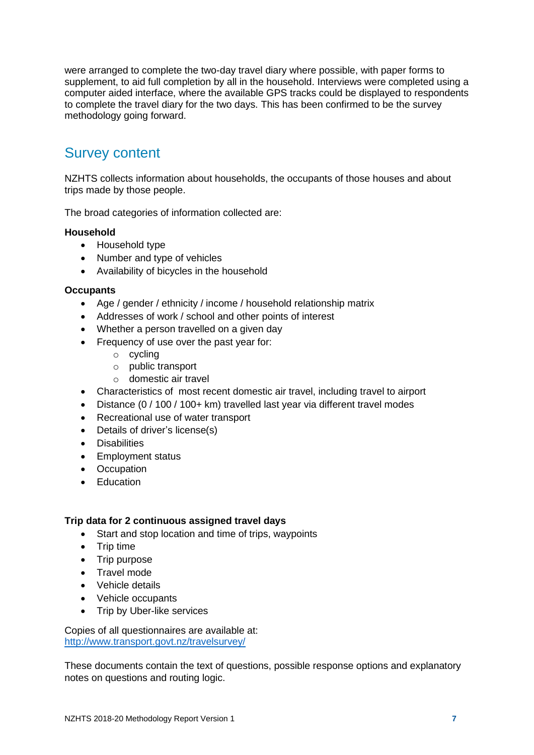were arranged to complete the two-day travel diary where possible, with paper forms to supplement, to aid full completion by all in the household. Interviews were completed using a computer aided interface, where the available GPS tracks could be displayed to respondents to complete the travel diary for the two days. This has been confirmed to be the survey methodology going forward.

## Survey content

NZHTS collects information about households, the occupants of those houses and about trips made by those people.

The broad categories of information collected are:

**Household**

- Household type
- Number and type of vehicles
- Availability of bicycles in the household

**Occupants**

- Age / gender / ethnicity / income / household relationship matrix
- Addresses of work / school and other points of interest
- Whether a person travelled on a given day
- Frequency of use over the past year for:
  - cycling
  - public transport
  - domestic air travel
- Characteristics of most recent domestic air travel, including travel to airport
- Distance (0 / 100 / 100+ km) travelled last year via different travel modes
- Recreational use of water transport
- Details of driver's license(s)
- Disabilities
- Employment status
- Occupation
- Education

**Trip data for 2 continuous assigned travel days**

- Start and stop location and time of trips, waypoints
- Trip time
- Trip purpose
- Travel mode
- Vehicle details
- Vehicle occupants
- Trip by Uber-like services

Copies of all questionnaires are available at:
http://www.transport.govt.nz/travelsurvey/

These documents contain the text of questions, possible response options and explanatory notes on questions and routing logic.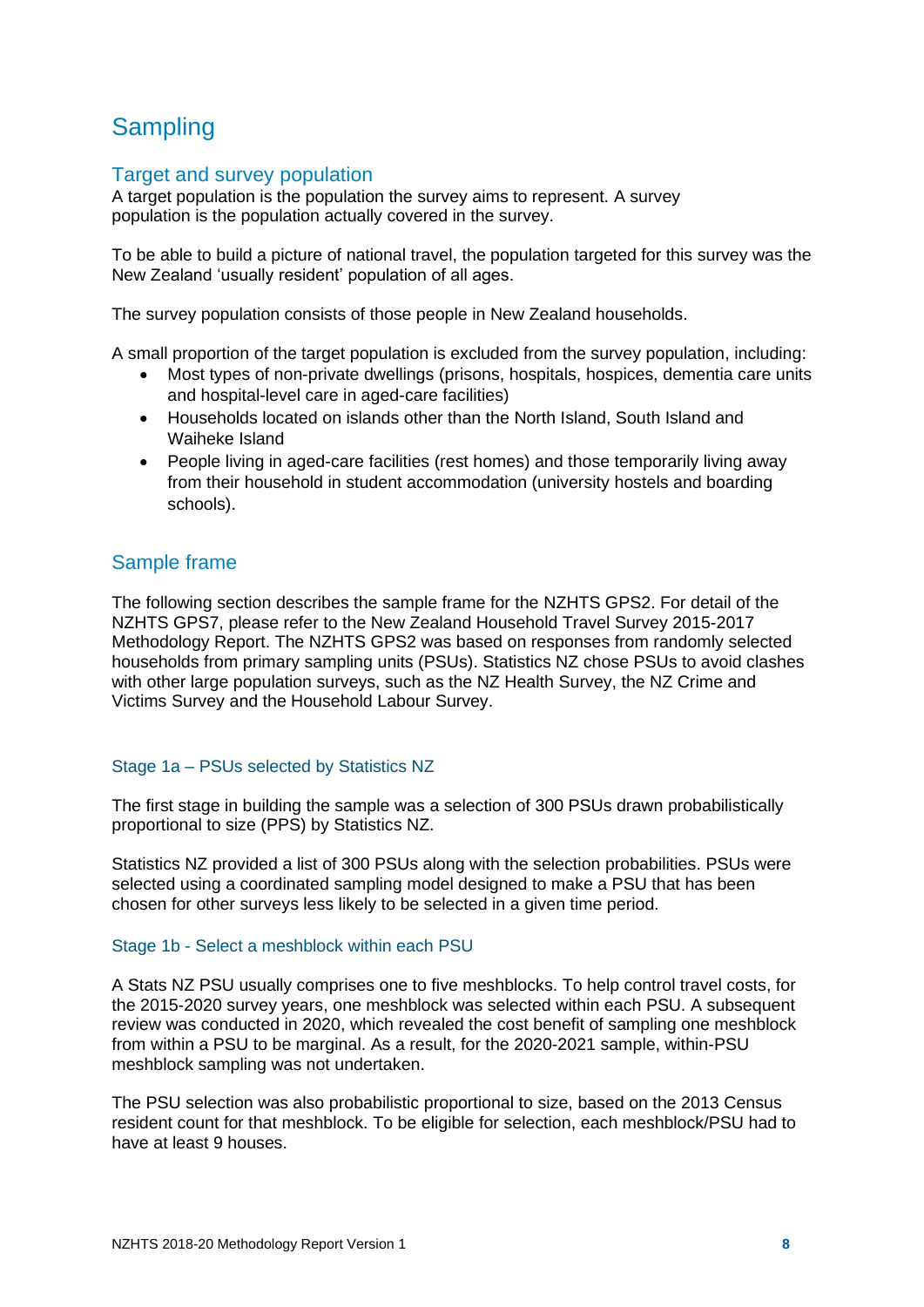# Sampling

## Target and survey population

A target population is the population the survey aims to represent. A survey population is the population actually covered in the survey.

To be able to build a picture of national travel, the population targeted for this survey was the New Zealand 'usually resident' population of all ages.

The survey population consists of those people in New Zealand households.

A small proportion of the target population is excluded from the survey population, including:

- Most types of non-private dwellings (prisons, hospitals, hospices, dementia care units and hospital-level care in aged-care facilities)
- Households located on islands other than the North Island, South Island and Waiheke Island
- People living in aged-care facilities (rest homes) and those temporarily living away from their household in student accommodation (university hostels and boarding schools).

## Sample frame

The following section describes the sample frame for the NZHTS GPS2. For detail of the NZHTS GPS7, please refer to the New Zealand Household Travel Survey 2015-2017 Methodology Report. The NZHTS GPS2 was based on responses from randomly selected households from primary sampling units (PSUs). Statistics NZ chose PSUs to avoid clashes with other large population surveys, such as the NZ Health Survey, the NZ Crime and Victims Survey and the Household Labour Survey.

### Stage 1a – PSUs selected by Statistics NZ

The first stage in building the sample was a selection of 300 PSUs drawn probabilistically proportional to size (PPS) by Statistics NZ.

Statistics NZ provided a list of 300 PSUs along with the selection probabilities. PSUs were selected using a coordinated sampling model designed to make a PSU that has been chosen for other surveys less likely to be selected in a given time period.

### Stage 1b - Select a meshblock within each PSU

A Stats NZ PSU usually comprises one to five meshblocks. To help control travel costs, for the 2015-2020 survey years, one meshblock was selected within each PSU. A subsequent review was conducted in 2020, which revealed the cost benefit of sampling one meshblock from within a PSU to be marginal. As a result, for the 2020-2021 sample, within-PSU meshblock sampling was not undertaken.

The PSU selection was also probabilistic proportional to size, based on the 2013 Census resident count for that meshblock. To be eligible for selection, each meshblock/PSU had to have at least 9 houses.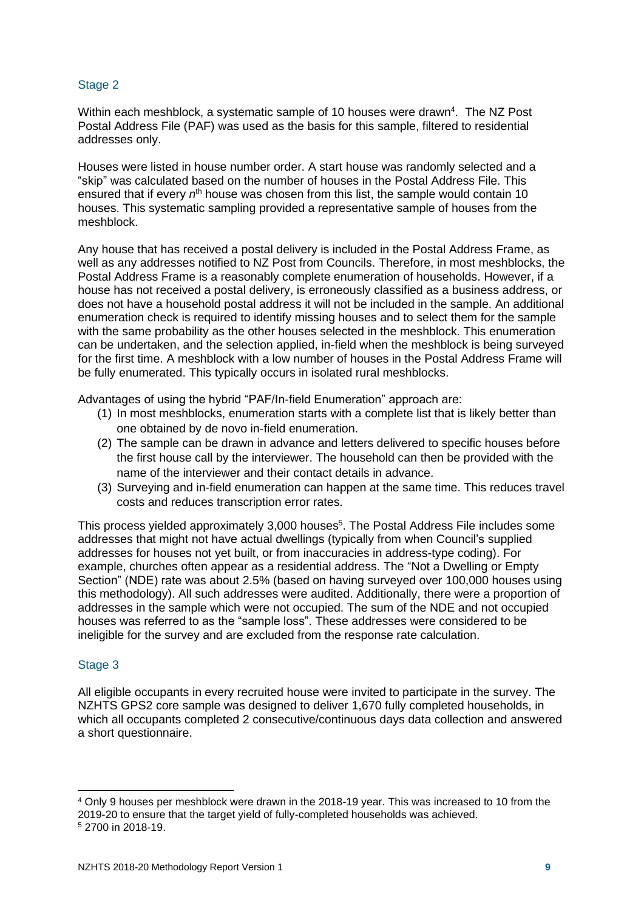### Stage 2

Within each meshblock, a systematic sample of 10 houses were drawn[4]. The NZ Post Postal Address File (PAF) was used as the basis for this sample, filtered to residential addresses only.

Houses were listed in house number order. A start house was randomly selected and a "skip" was calculated based on the number of houses in the Postal Address File. This ensured that if every $n^{th}$ house was chosen from this list, the sample would contain 10 houses. This systematic sampling provided a representative sample of houses from the meshblock.

Any house that has received a postal delivery is included in the Postal Address Frame, as well as any addresses notified to NZ Post from Councils. Therefore, in most meshblocks, the Postal Address Frame is a reasonably complete enumeration of households. However, if a house has not received a postal delivery, is erroneously classified as a business address, or does not have a household postal address it will not be included in the sample. An additional enumeration check is required to identify missing houses and to select them for the sample with the same probability as the other houses selected in the meshblock. This enumeration can be undertaken, and the selection applied, in-field when the meshblock is being surveyed for the first time. A meshblock with a low number of houses in the Postal Address Frame will be fully enumerated. This typically occurs in isolated rural meshblocks.

Advantages of using the hybrid "PAF/In-field Enumeration" approach are:

(1) In most meshblocks, enumeration starts with a complete list that is likely better than one obtained by de novo in-field enumeration.
(2) The sample can be drawn in advance and letters delivered to specific houses before the first house call by the interviewer. The household can then be provided with the name of the interviewer and their contact details in advance.
(3) Surveying and in-field enumeration can happen at the same time. This reduces travel costs and reduces transcription error rates.

This process yielded approximately 3,000 houses[5]. The Postal Address File includes some addresses that might not have actual dwellings (typically from when Council's supplied addresses for houses not yet built, or from inaccuracies in address-type coding). For example, churches often appear as a residential address. The "Not a Dwelling or Empty Section" (NDE) rate was about 2.5% (based on having surveyed over 100,000 houses using this methodology). All such addresses were audited. Additionally, there were a proportion of addresses in the sample which were not occupied. The sum of the NDE and not occupied houses was referred to as the "sample loss". These addresses were considered to be ineligible for the survey and are excluded from the response rate calculation.

### Stage 3

All eligible occupants in every recruited house were invited to participate in the survey. The NZHTS GPS2 core sample was designed to deliver 1,670 fully completed households, in which all occupants completed 2 consecutive/continuous days data collection and answered a short questionnaire.

---

[4] Only 9 houses per meshblock were drawn in the 2018-19 year. This was increased to 10 from the 2019-20 to ensure that the target yield of fully-completed households was achieved.

[5] 2700 in 2018-19.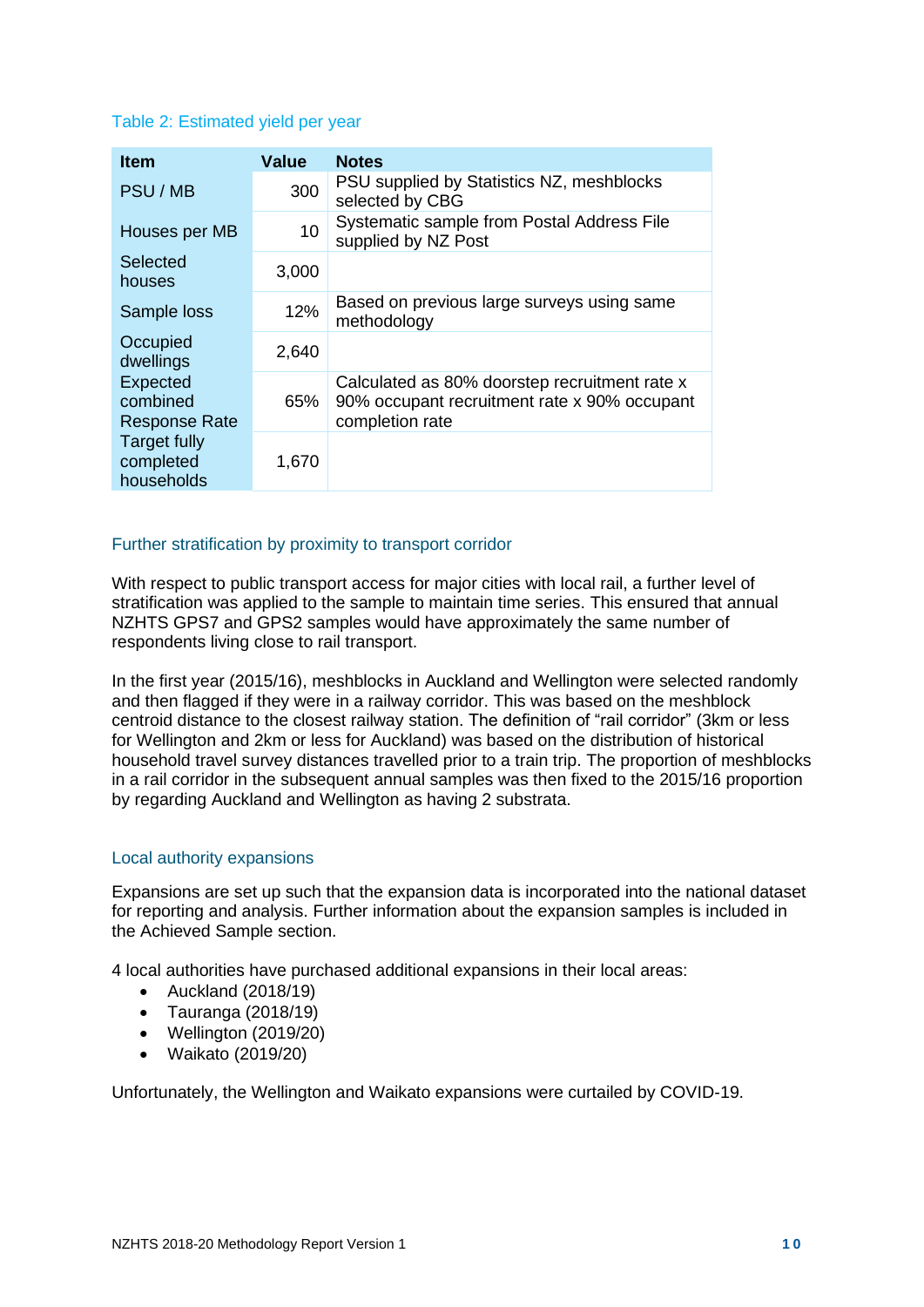Table 2: Estimated yield per year

| Item | Value | Notes |
|---|---|---|
| PSU / MB | 300 | PSU supplied by Statistics NZ, meshblocks selected by CBG |
| Houses per MB | 10 | Systematic sample from Postal Address File supplied by NZ Post |
| Selected houses | 3,000 | |
| Sample loss | 12% | Based on previous large surveys using same methodology |
| Occupied dwellings | 2,640 | |
| Expected combined Response Rate | 65% | Calculated as 80% doorstep recruitment rate x 90% occupant recruitment rate x 90% occupant completion rate |
| Target fully completed households | 1,670 | |

### Further stratification by proximity to transport corridor

With respect to public transport access for major cities with local rail, a further level of stratification was applied to the sample to maintain time series. This ensured that annual NZHTS GPS7 and GPS2 samples would have approximately the same number of respondents living close to rail transport.

In the first year (2015/16), meshblocks in Auckland and Wellington were selected randomly and then flagged if they were in a railway corridor. This was based on the meshblock centroid distance to the closest railway station. The definition of "rail corridor" (3km or less for Wellington and 2km or less for Auckland) was based on the distribution of historical household travel survey distances travelled prior to a train trip. The proportion of meshblocks in a rail corridor in the subsequent annual samples was then fixed to the 2015/16 proportion by regarding Auckland and Wellington as having 2 substrata.

### Local authority expansions

Expansions are set up such that the expansion data is incorporated into the national dataset for reporting and analysis. Further information about the expansion samples is included in the Achieved Sample section.

4 local authorities have purchased additional expansions in their local areas:

- Auckland (2018/19)
- Tauranga (2018/19)
- Wellington (2019/20)
- Waikato (2019/20)

Unfortunately, the Wellington and Waikato expansions were curtailed by COVID-19.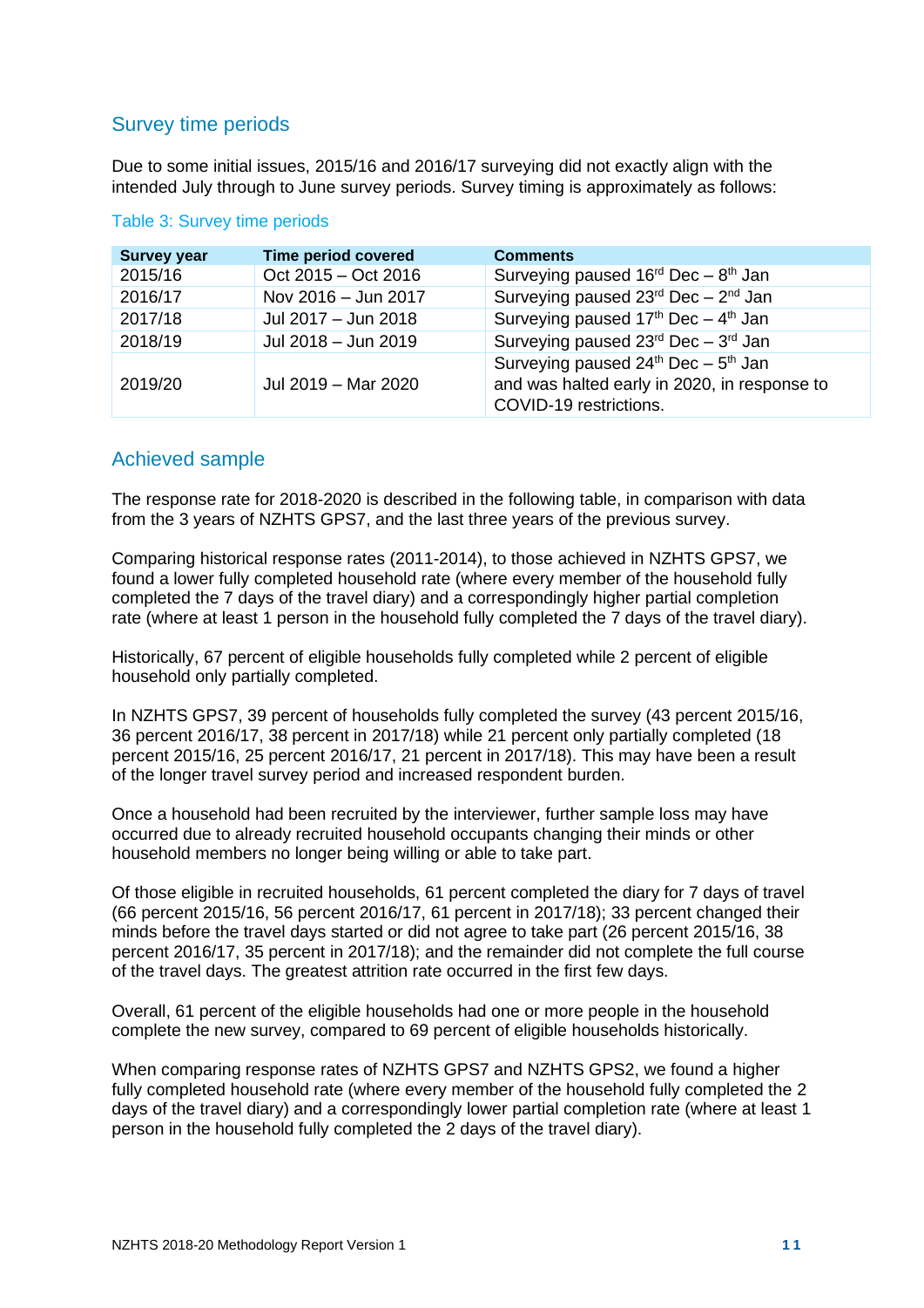## Survey time periods

Due to some initial issues, 2015/16 and 2016/17 surveying did not exactly align with the intended July through to June survey periods. Survey timing is approximately as follows:

Table 3: Survey time periods

| Survey year | Time period covered | Comments |
|---|---|---|
| 2015/16 | Oct 2015 – Oct 2016 | Surveying paused 16rd Dec – 8th Jan |
| 2016/17 | Nov 2016 – Jun 2017 | Surveying paused 23rd Dec – 2nd Jan |
| 2017/18 | Jul 2017 – Jun 2018 | Surveying paused 17th Dec – 4th Jan |
| 2018/19 | Jul 2018 – Jun 2019 | Surveying paused 23rd Dec – 3rd Jan |
| 2019/20 | Jul 2019 – Mar 2020 | Surveying paused 24th Dec – 5th Jan and was halted early in 2020, in response to COVID-19 restrictions. |

## Achieved sample

The response rate for 2018-2020 is described in the following table, in comparison with data from the 3 years of NZHTS GPS7, and the last three years of the previous survey.

Comparing historical response rates (2011-2014), to those achieved in NZHTS GPS7, we found a lower fully completed household rate (where every member of the household fully completed the 7 days of the travel diary) and a correspondingly higher partial completion rate (where at least 1 person in the household fully completed the 7 days of the travel diary).

Historically, 67 percent of eligible households fully completed while 2 percent of eligible household only partially completed.

In NZHTS GPS7, 39 percent of households fully completed the survey (43 percent 2015/16, 36 percent 2016/17, 38 percent in 2017/18) while 21 percent only partially completed (18 percent 2015/16, 25 percent 2016/17, 21 percent in 2017/18). This may have been a result of the longer travel survey period and increased respondent burden.

Once a household had been recruited by the interviewer, further sample loss may have occurred due to already recruited household occupants changing their minds or other household members no longer being willing or able to take part.

Of those eligible in recruited households, 61 percent completed the diary for 7 days of travel (66 percent 2015/16, 56 percent 2016/17, 61 percent in 2017/18); 33 percent changed their minds before the travel days started or did not agree to take part (26 percent 2015/16, 38 percent 2016/17, 35 percent in 2017/18); and the remainder did not complete the full course of the travel days. The greatest attrition rate occurred in the first few days.

Overall, 61 percent of the eligible households had one or more people in the household complete the new survey, compared to 69 percent of eligible households historically.

When comparing response rates of NZHTS GPS7 and NZHTS GPS2, we found a higher fully completed household rate (where every member of the household fully completed the 2 days of the travel diary) and a correspondingly lower partial completion rate (where at least 1 person in the household fully completed the 2 days of the travel diary).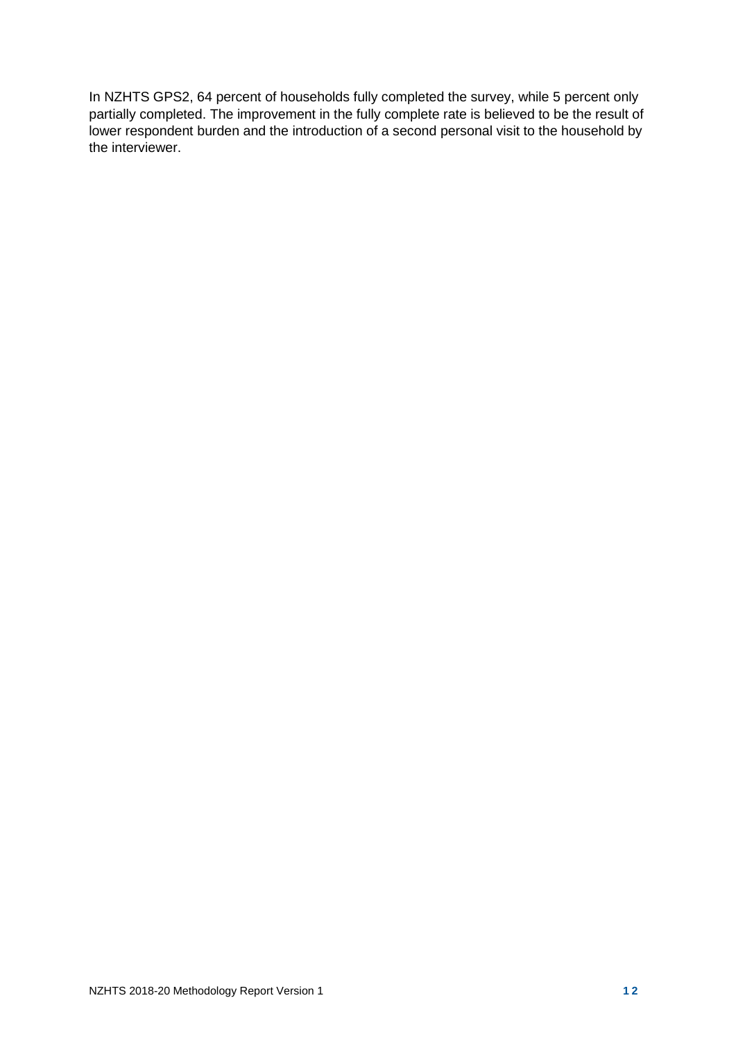In NZHTS GPS2, 64 percent of households fully completed the survey, while 5 percent only partially completed. The improvement in the fully complete rate is believed to be the result of lower respondent burden and the introduction of a second personal visit to the household by the interviewer.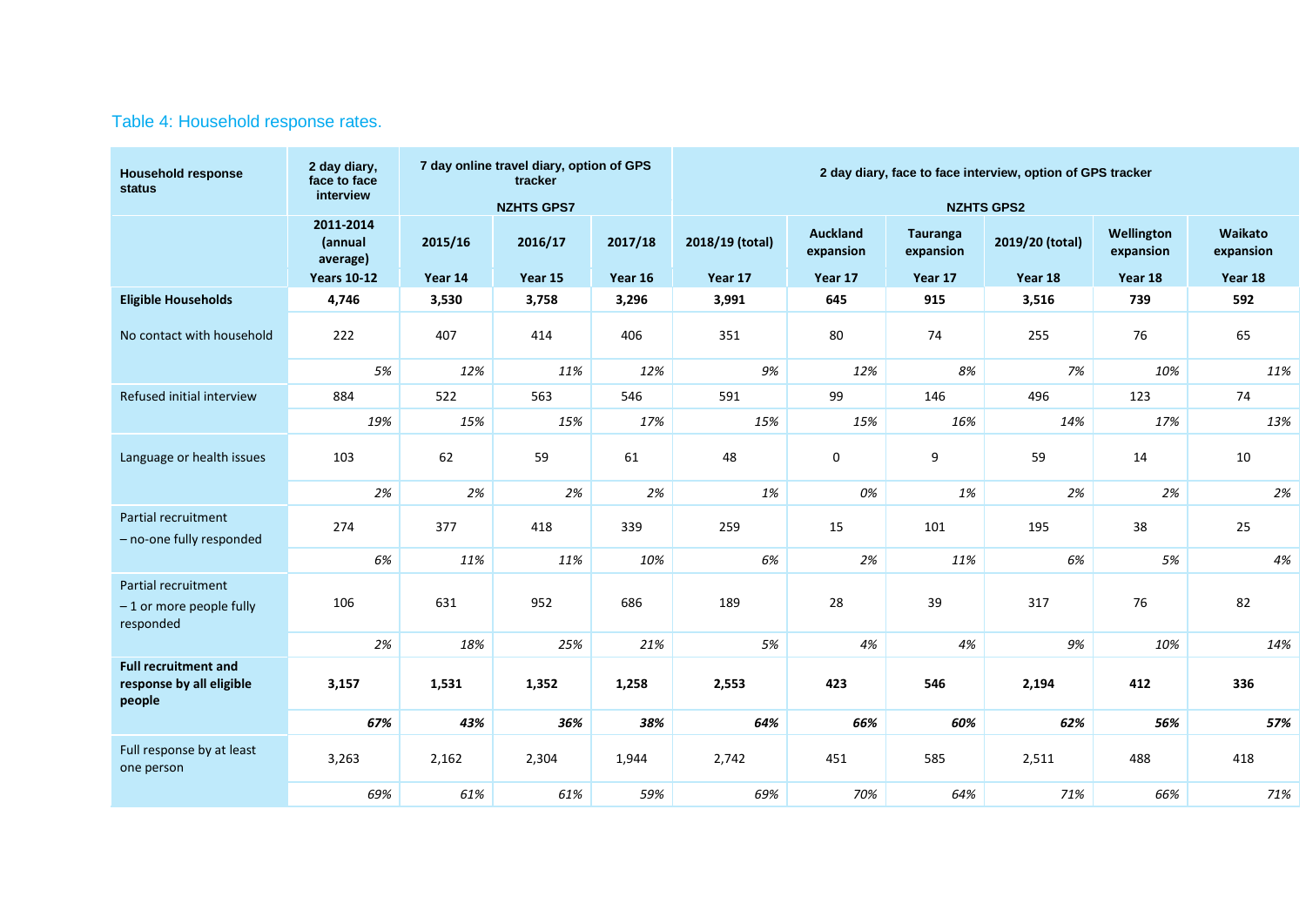Table 4: Household response rates.

| Household response status | 2 day diary, face to face interview | 7 day online travel diary, option of GPS tracker NZHTS GPS7 | | | 2 day diary, face to face interview, option of GPS tracker NZHTS GPS2 | | | | | |
|---|---|---|---|---|---|---|---|---|---|---|
| | 2011-2014 (annual average) | 2015/16 | 2016/17 | 2017/18 | 2018/19 (total) | Auckland expansion | Tauranga expansion | 2019/20 (total) | Wellington expansion | Waikato expansion |
| | Years 10-12 | Year 14 | Year 15 | Year 16 | Year 17 | Year 17 | Year 17 | Year 18 | Year 18 | Year 18 |
| **Eligible Households** | **4,746** | **3,530** | **3,758** | **3,296** | **3,991** | **645** | **915** | **3,516** | **739** | **592** |
| No contact with household | 222 | 407 | 414 | 406 | 351 | 80 | 74 | 255 | 76 | 65 |
| | *5%* | *12%* | *11%* | *12%* | *9%* | *12%* | *8%* | *7%* | *10%* | *11%* |
| Refused initial interview | 884 | 522 | 563 | 546 | 591 | 99 | 146 | 496 | 123 | 74 |
| | *19%* | *15%* | *15%* | *17%* | *15%* | *15%* | *16%* | *14%* | *17%* | *13%* |
| Language or health issues | 103 | 62 | 59 | 61 | 48 | 0 | 9 | 59 | 14 | 10 |
| | *2%* | *2%* | *2%* | *2%* | *1%* | *0%* | *1%* | *2%* | *2%* | *2%* |
| Partial recruitment – no-one fully responded | 274 | 377 | 418 | 339 | 259 | 15 | 101 | 195 | 38 | 25 |
| | *6%* | *11%* | *11%* | *10%* | *6%* | *2%* | *11%* | *6%* | *5%* | *4%* |
| Partial recruitment – 1 or more people fully responded | 106 | 631 | 952 | 686 | 189 | 28 | 39 | 317 | 76 | 82 |
| | *2%* | *18%* | *25%* | *21%* | *5%* | *4%* | *4%* | *9%* | *10%* | *14%* |
| **Full recruitment and response by all eligible people** | **3,157** | **1,531** | **1,352** | **1,258** | **2,553** | **423** | **546** | **2,194** | **412** | **336** |
| | ***67%*** | ***43%*** | ***36%*** | ***38%*** | ***64%*** | ***66%*** | ***60%*** | ***62%*** | ***56%*** | ***57%*** |
| Full response by at least one person | 3,263 | 2,162 | 2,304 | 1,944 | 2,742 | 451 | 585 | 2,511 | 488 | 418 |
| | *69%* | *61%* | *61%* | *59%* | *69%* | *70%* | *64%* | *71%* | *66%* | *71%* |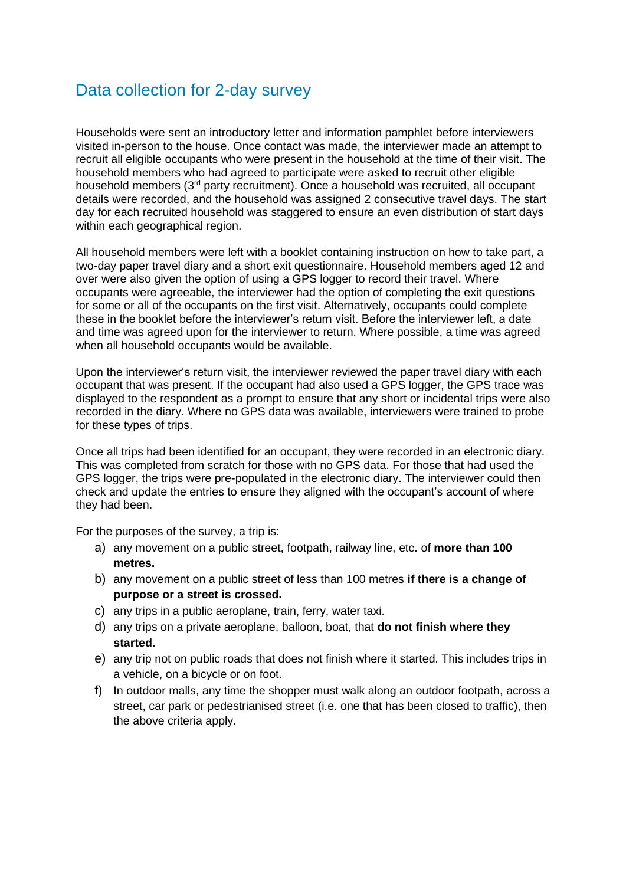## Data collection for 2-day survey

Households were sent an introductory letter and information pamphlet before interviewers visited in-person to the house. Once contact was made, the interviewer made an attempt to recruit all eligible occupants who were present in the household at the time of their visit. The household members who had agreed to participate were asked to recruit other eligible household members (3rd party recruitment). Once a household was recruited, all occupant details were recorded, and the household was assigned 2 consecutive travel days. The start day for each recruited household was staggered to ensure an even distribution of start days within each geographical region.

All household members were left with a booklet containing instruction on how to take part, a two-day paper travel diary and a short exit questionnaire. Household members aged 12 and over were also given the option of using a GPS logger to record their travel. Where occupants were agreeable, the interviewer had the option of completing the exit questions for some or all of the occupants on the first visit. Alternatively, occupants could complete these in the booklet before the interviewer's return visit. Before the interviewer left, a date and time was agreed upon for the interviewer to return. Where possible, a time was agreed when all household occupants would be available.

Upon the interviewer's return visit, the interviewer reviewed the paper travel diary with each occupant that was present. If the occupant had also used a GPS logger, the GPS trace was displayed to the respondent as a prompt to ensure that any short or incidental trips were also recorded in the diary. Where no GPS data was available, interviewers were trained to probe for these types of trips.

Once all trips had been identified for an occupant, they were recorded in an electronic diary. This was completed from scratch for those with no GPS data. For those that had used the GPS logger, the trips were pre-populated in the electronic diary. The interviewer could then check and update the entries to ensure they aligned with the occupant's account of where they had been.

For the purposes of the survey, a trip is:

a) any movement on a public street, footpath, railway line, etc. of **more than 100 metres.**
b) any movement on a public street of less than 100 metres **if there is a change of purpose or a street is crossed.**
c) any trips in a public aeroplane, train, ferry, water taxi.
d) any trips on a private aeroplane, balloon, boat, that **do not finish where they started.**
e) any trip not on public roads that does not finish where it started. This includes trips in a vehicle, on a bicycle or on foot.
f) In outdoor malls, any time the shopper must walk along an outdoor footpath, across a street, car park or pedestrianised street (i.e. one that has been closed to traffic), then the above criteria apply.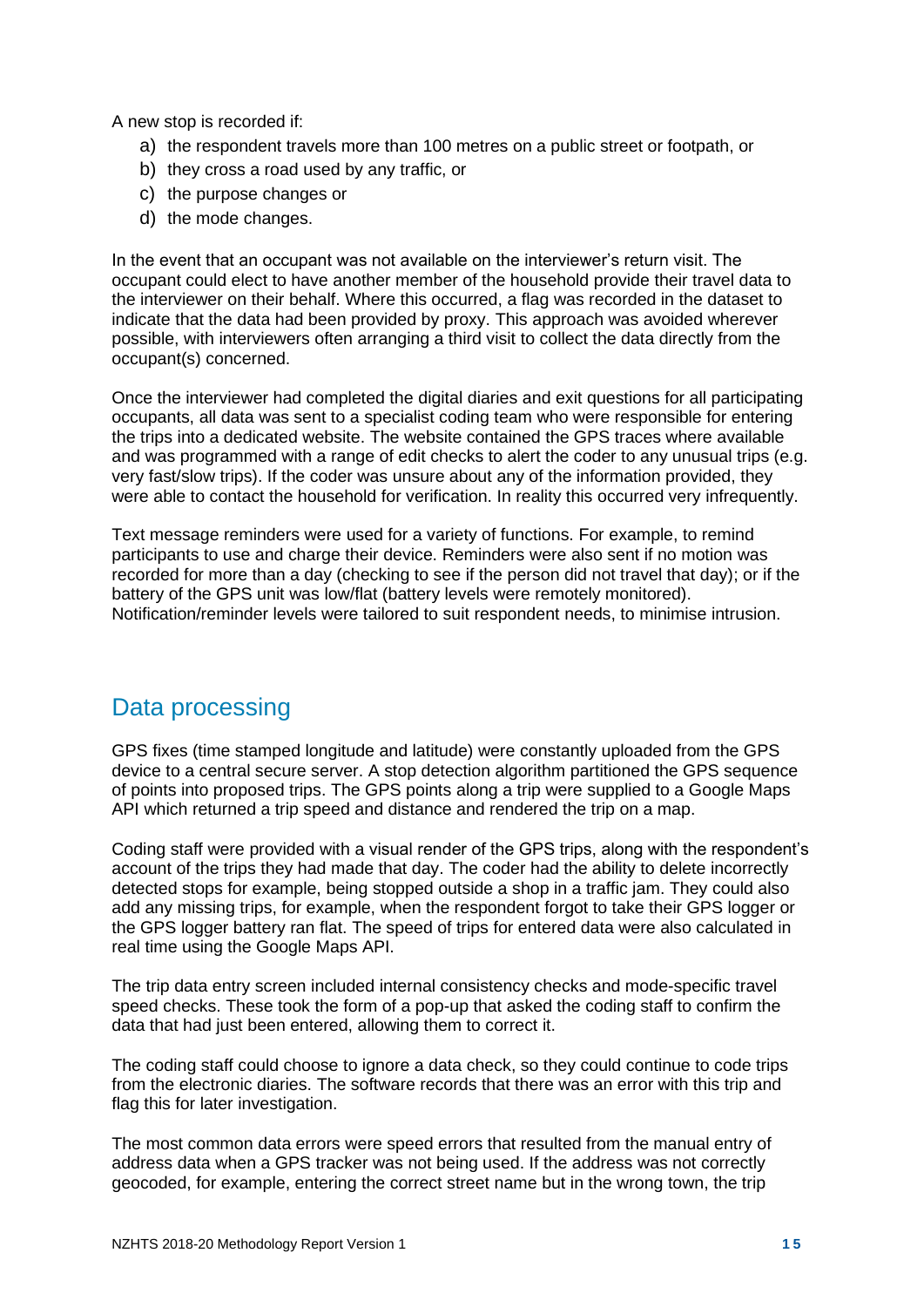A new stop is recorded if:

a) the respondent travels more than 100 metres on a public street or footpath, or
b) they cross a road used by any traffic, or
c) the purpose changes or
d) the mode changes.

In the event that an occupant was not available on the interviewer's return visit. The occupant could elect to have another member of the household provide their travel data to the interviewer on their behalf. Where this occurred, a flag was recorded in the dataset to indicate that the data had been provided by proxy. This approach was avoided wherever possible, with interviewers often arranging a third visit to collect the data directly from the occupant(s) concerned.

Once the interviewer had completed the digital diaries and exit questions for all participating occupants, all data was sent to a specialist coding team who were responsible for entering the trips into a dedicated website. The website contained the GPS traces where available and was programmed with a range of edit checks to alert the coder to any unusual trips (e.g. very fast/slow trips). If the coder was unsure about any of the information provided, they were able to contact the household for verification. In reality this occurred very infrequently.

Text message reminders were used for a variety of functions. For example, to remind participants to use and charge their device. Reminders were also sent if no motion was recorded for more than a day (checking to see if the person did not travel that day); or if the battery of the GPS unit was low/flat (battery levels were remotely monitored). Notification/reminder levels were tailored to suit respondent needs, to minimise intrusion.

## Data processing

GPS fixes (time stamped longitude and latitude) were constantly uploaded from the GPS device to a central secure server. A stop detection algorithm partitioned the GPS sequence of points into proposed trips. The GPS points along a trip were supplied to a Google Maps API which returned a trip speed and distance and rendered the trip on a map.

Coding staff were provided with a visual render of the GPS trips, along with the respondent's account of the trips they had made that day. The coder had the ability to delete incorrectly detected stops for example, being stopped outside a shop in a traffic jam. They could also add any missing trips, for example, when the respondent forgot to take their GPS logger or the GPS logger battery ran flat. The speed of trips for entered data were also calculated in real time using the Google Maps API.

The trip data entry screen included internal consistency checks and mode-specific travel speed checks. These took the form of a pop-up that asked the coding staff to confirm the data that had just been entered, allowing them to correct it.

The coding staff could choose to ignore a data check, so they could continue to code trips from the electronic diaries. The software records that there was an error with this trip and flag this for later investigation.

The most common data errors were speed errors that resulted from the manual entry of address data when a GPS tracker was not being used. If the address was not correctly geocoded, for example, entering the correct street name but in the wrong town, the trip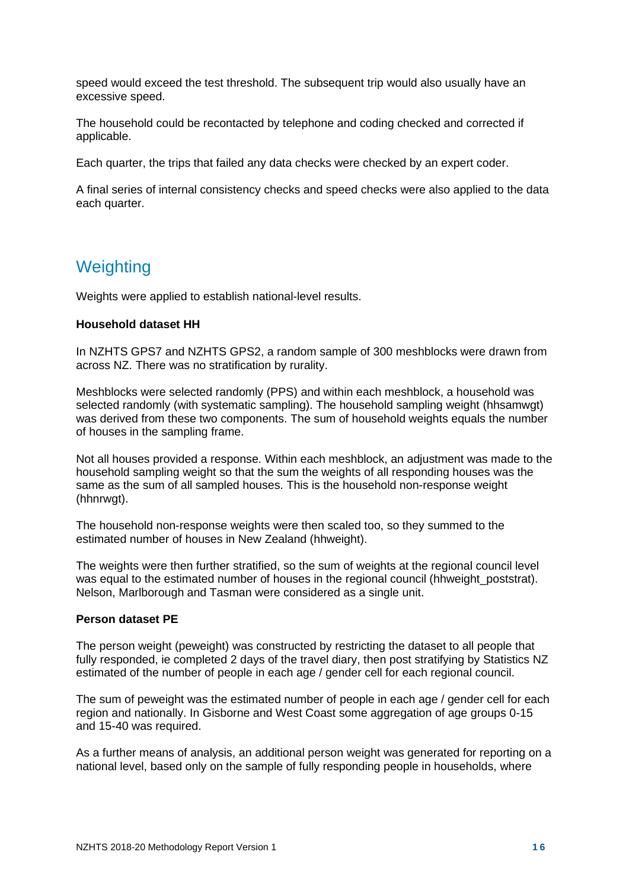speed would exceed the test threshold. The subsequent trip would also usually have an excessive speed.

The household could be recontacted by telephone and coding checked and corrected if applicable.

Each quarter, the trips that failed any data checks were checked by an expert coder.

A final series of internal consistency checks and speed checks were also applied to the data each quarter.

## Weighting

Weights were applied to establish national-level results.

**Household dataset HH**

In NZHTS GPS7 and NZHTS GPS2, a random sample of 300 meshblocks were drawn from across NZ. There was no stratification by rurality.

Meshblocks were selected randomly (PPS) and within each meshblock, a household was selected randomly (with systematic sampling). The household sampling weight (hhsamwgt) was derived from these two components. The sum of household weights equals the number of houses in the sampling frame.

Not all houses provided a response. Within each meshblock, an adjustment was made to the household sampling weight so that the sum the weights of all responding houses was the same as the sum of all sampled houses. This is the household non-response weight (hhnrwgt).

The household non-response weights were then scaled too, so they summed to the estimated number of houses in New Zealand (hhweight).

The weights were then further stratified, so the sum of weights at the regional council level was equal to the estimated number of houses in the regional council (hhweight_poststrat). Nelson, Marlborough and Tasman were considered as a single unit.

**Person dataset PE**

The person weight (peweight) was constructed by restricting the dataset to all people that fully responded, ie completed 2 days of the travel diary, then post stratifying by Statistics NZ estimated of the number of people in each age / gender cell for each regional council.

The sum of peweight was the estimated number of people in each age / gender cell for each region and nationally. In Gisborne and West Coast some aggregation of age groups 0-15 and 15-40 was required.

As a further means of analysis, an additional person weight was generated for reporting on a national level, based only on the sample of fully responding people in households, where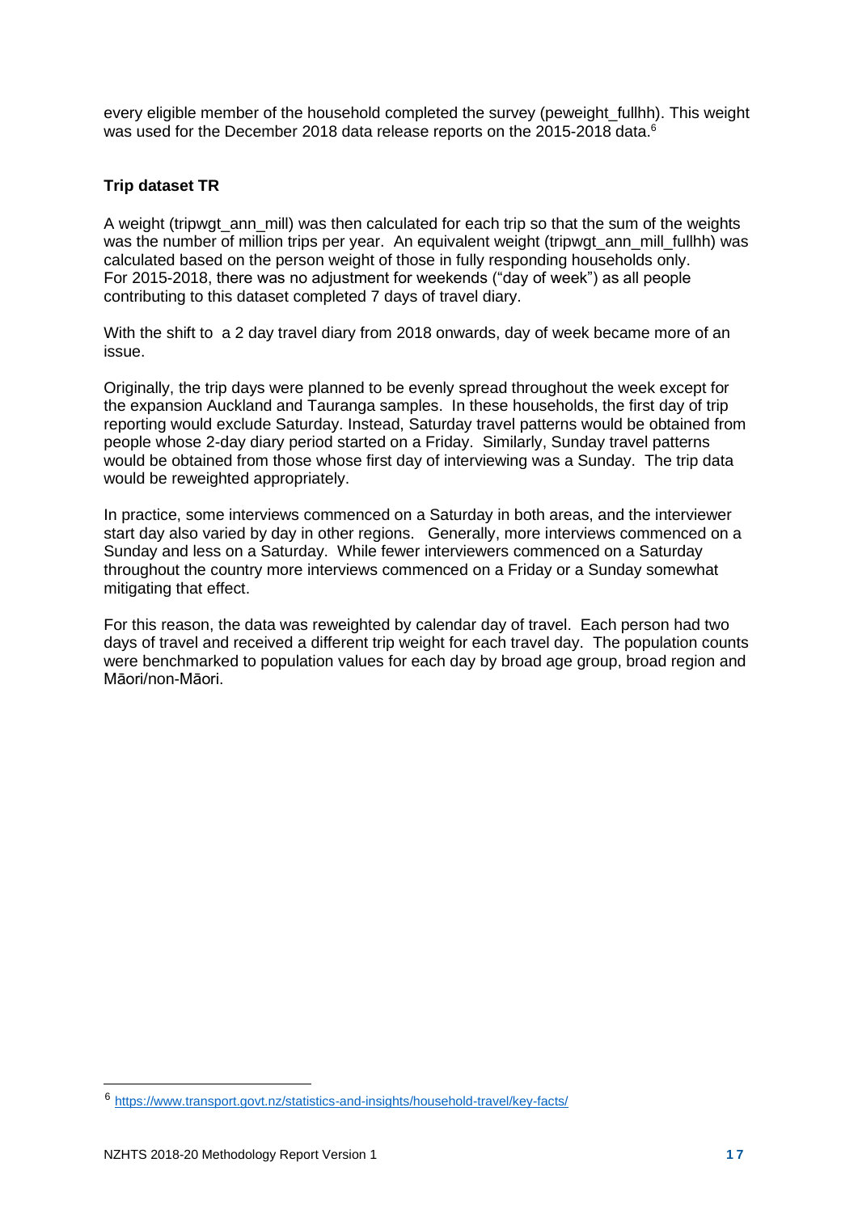every eligible member of the household completed the survey (peweight_fullhh). This weight was used for the December 2018 data release reports on the 2015-2018 data.[6]

**Trip dataset TR**

A weight (tripwgt_ann_mill) was then calculated for each trip so that the sum of the weights was the number of million trips per year. An equivalent weight (tripwgt_ann_mill_fullhh) was calculated based on the person weight of those in fully responding households only. For 2015-2018, there was no adjustment for weekends ("day of week") as all people contributing to this dataset completed 7 days of travel diary.

With the shift to a 2 day travel diary from 2018 onwards, day of week became more of an issue.

Originally, the trip days were planned to be evenly spread throughout the week except for the expansion Auckland and Tauranga samples. In these households, the first day of trip reporting would exclude Saturday. Instead, Saturday travel patterns would be obtained from people whose 2-day diary period started on a Friday. Similarly, Sunday travel patterns would be obtained from those whose first day of interviewing was a Sunday. The trip data would be reweighted appropriately.

In practice, some interviews commenced on a Saturday in both areas, and the interviewer start day also varied by day in other regions. Generally, more interviews commenced on a Sunday and less on a Saturday. While fewer interviewers commenced on a Saturday throughout the country more interviews commenced on a Friday or a Sunday somewhat mitigating that effect.

For this reason, the data was reweighted by calendar day of travel. Each person had two days of travel and received a different trip weight for each travel day. The population counts were benchmarked to population values for each day by broad age group, broad region and Māori/non-Māori.

---

[6] https://www.transport.govt.nz/statistics-and-insights/household-travel/key-facts/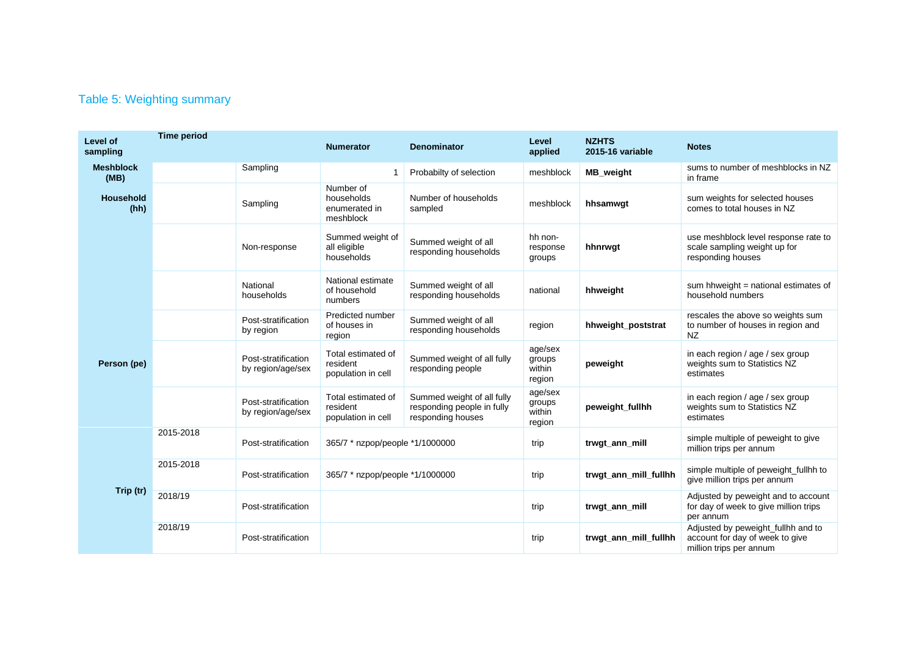## Table 5: Weighting summary

| Level of sampling | Time period | | Numerator | Denominator | Level applied | NZHTS 2015-16 variable | Notes |
|---|---|---|---|---|---|---|---|
| **Meshblock (MB)** | | Sampling | 1 | Probabilty of selection | meshblock | **MB_weight** | sums to number of meshblocks in NZ in frame |
| **Household (hh)** | | Sampling | Number of households enumerated in meshblock | Number of households sampled | meshblock | **hhsamwgt** | sum weights for selected houses comes to total houses in NZ |
| | | Non-response | Summed weight of all eligible households | Summed weight of all responding households | hh non-response groups | **hhnrwgt** | use meshblock level response rate to scale sampling weight up for responding houses |
| | | National households | National estimate of household numbers | Summed weight of all responding households | national | **hhweight** | sum hhweight = national estimates of household numbers |
| | | Post-stratification by region | Predicted number of houses in region | Summed weight of all responding households | region | **hhweight_poststrat** | rescales the above so weights sum to number of houses in region and NZ |
| **Person (pe)** | | Post-stratification by region/age/sex | Total estimated of resident population in cell | Summed weight of all fully responding people | age/sex groups within region | **peweight** | in each region / age / sex group weights sum to Statistics NZ estimates |
| | | Post-stratification by region/age/sex | Total estimated of resident population in cell | Summed weight of all fully responding people in fully responding houses | age/sex groups within region | **peweight_fullhh** | in each region / age / sex group weights sum to Statistics NZ estimates |
| **Trip (tr)** | 2015-2018 | Post-stratification | 365/7 * nzpop/people *1/1000000 | | trip | **trwgt_ann_mill** | simple multiple of peweight to give million trips per annum |
| | 2015-2018 | Post-stratification | 365/7 * nzpop/people *1/1000000 | | trip | **trwgt_ann_mill_fullhh** | simple multiple of peweight_fullhh to give million trips per annum |
| | 2018/19 | Post-stratification | | | trip | **trwgt_ann_mill** | Adjusted by peweight and to account for day of week to give million trips per annum |
| | 2018/19 | Post-stratification | | | trip | **trwgt_ann_mill_fullhh** | Adjusted by peweight_fullhh and to account for day of week to give million trips per annum |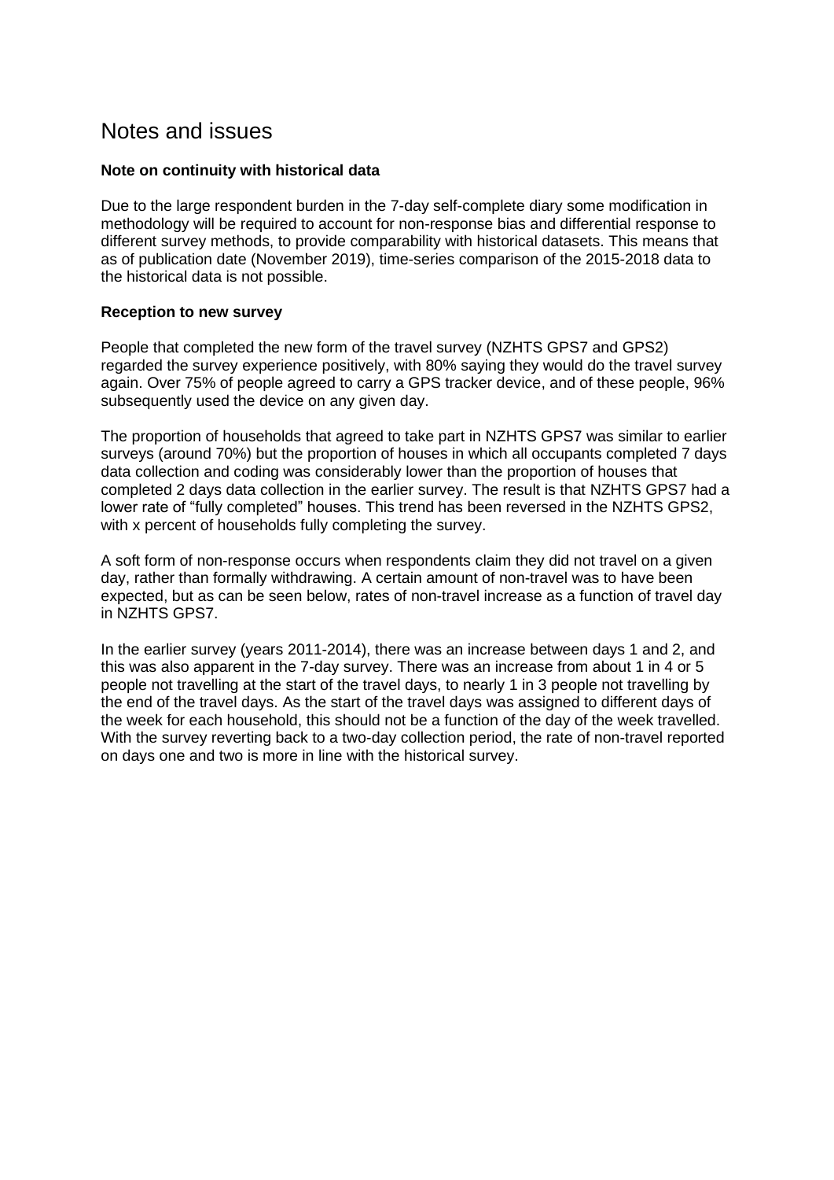# Notes and issues

**Note on continuity with historical data**

Due to the large respondent burden in the 7-day self-complete diary some modification in methodology will be required to account for non-response bias and differential response to different survey methods, to provide comparability with historical datasets. This means that as of publication date (November 2019), time-series comparison of the 2015-2018 data to the historical data is not possible.

**Reception to new survey**

People that completed the new form of the travel survey (NZHTS GPS7 and GPS2) regarded the survey experience positively, with 80% saying they would do the travel survey again. Over 75% of people agreed to carry a GPS tracker device, and of these people, 96% subsequently used the device on any given day.

The proportion of households that agreed to take part in NZHTS GPS7 was similar to earlier surveys (around 70%) but the proportion of houses in which all occupants completed 7 days data collection and coding was considerably lower than the proportion of houses that completed 2 days data collection in the earlier survey. The result is that NZHTS GPS7 had a lower rate of "fully completed" houses. This trend has been reversed in the NZHTS GPS2, with x percent of households fully completing the survey.

A soft form of non-response occurs when respondents claim they did not travel on a given day, rather than formally withdrawing. A certain amount of non-travel was to have been expected, but as can be seen below, rates of non-travel increase as a function of travel day in NZHTS GPS7.

In the earlier survey (years 2011-2014), there was an increase between days 1 and 2, and this was also apparent in the 7-day survey. There was an increase from about 1 in 4 or 5 people not travelling at the start of the travel days, to nearly 1 in 3 people not travelling by the end of the travel days. As the start of the travel days was assigned to different days of the week for each household, this should not be a function of the day of the week travelled. With the survey reverting back to a two-day collection period, the rate of non-travel reported on days one and two is more in line with the historical survey.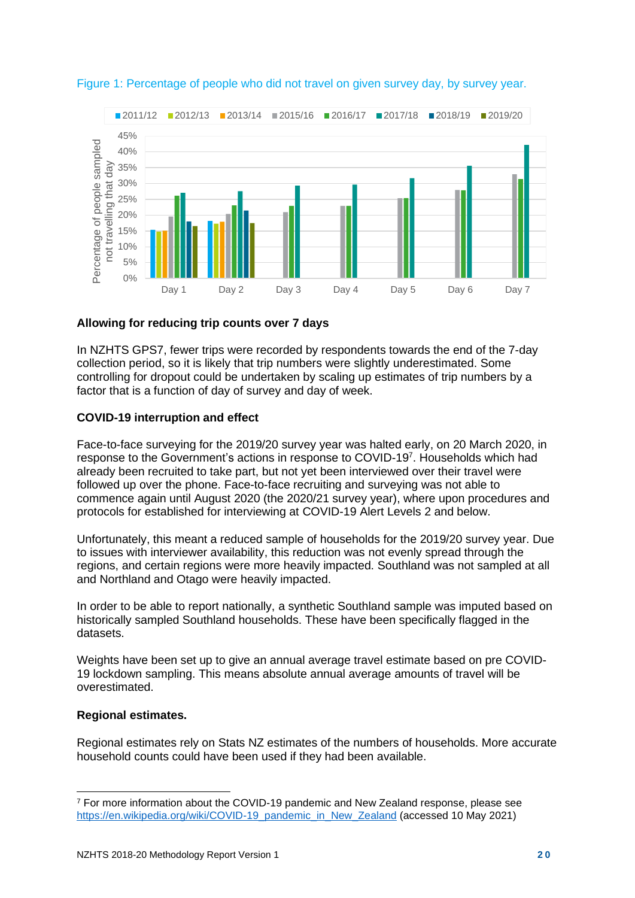Figure 1: Percentage of people who did not travel on given survey day, by survey year.

#### Allowing for reducing trip counts over 7 days

In NZHTS GPS7, fewer trips were recorded by respondents towards the end of the 7-day collection period, so it is likely that trip numbers were slightly underestimated. Some controlling for dropout could be undertaken by scaling up estimates of trip numbers by a factor that is a function of day of survey and day of week.

#### COVID-19 interruption and effect

Face-to-face surveying for the 2019/20 survey year was halted early, on 20 March 2020, in response to the Government's actions in response to COVID-19[7]. Households which had already been recruited to take part, but not yet been interviewed over their travel were followed up over the phone. Face-to-face recruiting and surveying was not able to commence again until August 2020 (the 2020/21 survey year), where upon procedures and protocols for established for interviewing at COVID-19 Alert Levels 2 and below.

Unfortunately, this meant a reduced sample of households for the 2019/20 survey year. Due to issues with interviewer availability, this reduction was not evenly spread through the regions, and certain regions were more heavily impacted. Southland was not sampled at all and Northland and Otago were heavily impacted.

In order to be able to report nationally, a synthetic Southland sample was imputed based on historically sampled Southland households. These have been specifically flagged in the datasets.

Weights have been set up to give an annual average travel estimate based on pre COVID-19 lockdown sampling. This means absolute annual average amounts of travel will be overestimated.

#### Regional estimates.

Regional estimates rely on Stats NZ estimates of the numbers of households. More accurate household counts could have been used if they had been available.

---

[7] For more information about the COVID-19 pandemic and New Zealand response, please see https://en.wikipedia.org/wiki/COVID-19_pandemic_in_New_Zealand (accessed 10 May 2021)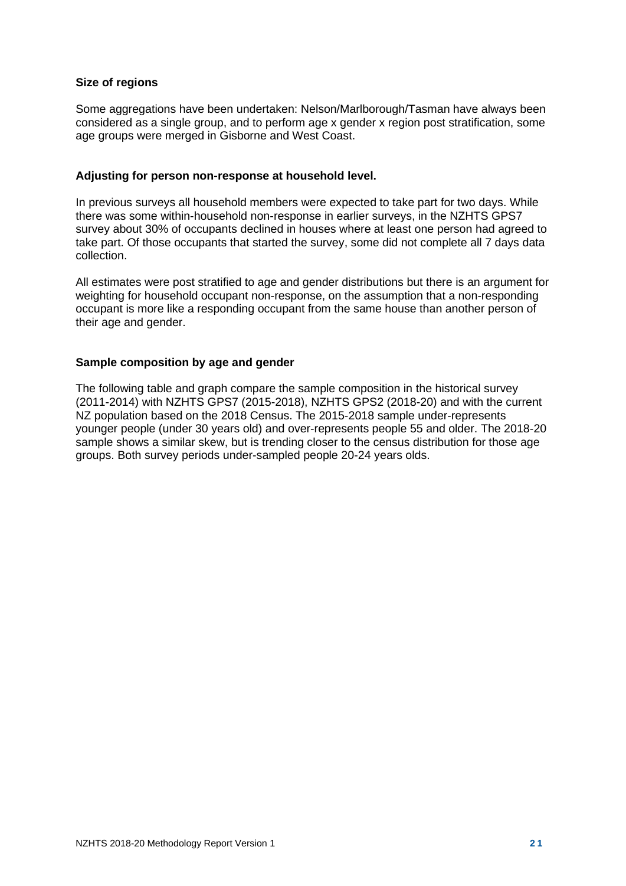### Size of regions

Some aggregations have been undertaken: Nelson/Marlborough/Tasman have always been considered as a single group, and to perform age x gender x region post stratification, some age groups were merged in Gisborne and West Coast.

### Adjusting for person non-response at household level.

In previous surveys all household members were expected to take part for two days. While there was some within-household non-response in earlier surveys, in the NZHTS GPS7 survey about 30% of occupants declined in houses where at least one person had agreed to take part. Of those occupants that started the survey, some did not complete all 7 days data collection.

All estimates were post stratified to age and gender distributions but there is an argument for weighting for household occupant non-response, on the assumption that a non-responding occupant is more like a responding occupant from the same house than another person of their age and gender.

### Sample composition by age and gender

The following table and graph compare the sample composition in the historical survey (2011-2014) with NZHTS GPS7 (2015-2018), NZHTS GPS2 (2018-20) and with the current NZ population based on the 2018 Census. The 2015-2018 sample under-represents younger people (under 30 years old) and over-represents people 55 and older. The 2018-20 sample shows a similar skew, but is trending closer to the census distribution for those age groups. Both survey periods under-sampled people 20-24 years olds.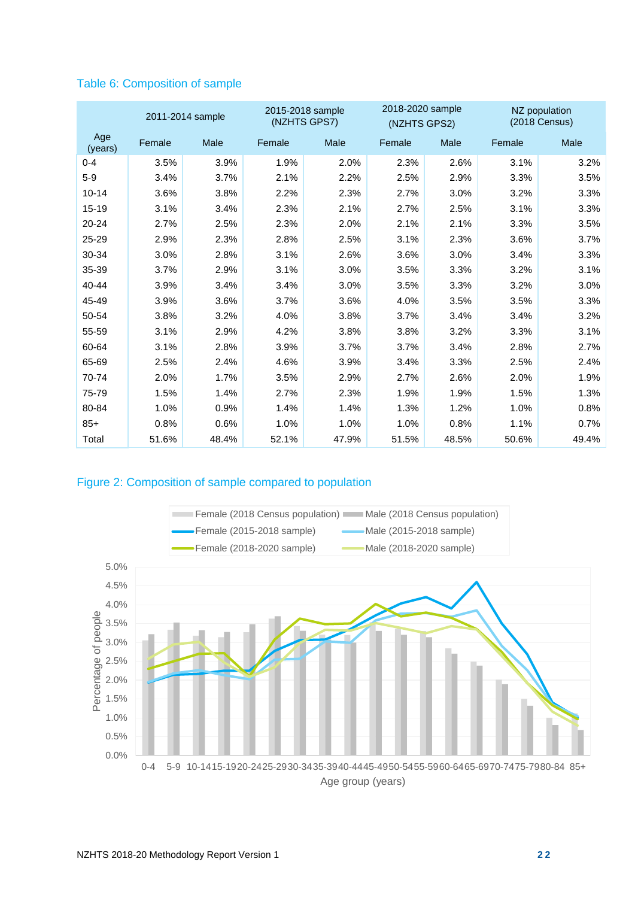Table 6: Composition of sample

| | 2011-2014 sample | | 2015-2018 sample (NZHTS GPS7) | | 2018-2020 sample (NZHTS GPS2) | | NZ population (2018 Census) | |
|---|---|---|---|---|---|---|---|---|
| Age (years) | Female | Male | Female | Male | Female | Male | Female | Male |
| 0-4 | 3.5% | 3.9% | 1.9% | 2.0% | 2.3% | 2.6% | 3.1% | 3.2% |
| 5-9 | 3.4% | 3.7% | 2.1% | 2.2% | 2.5% | 2.9% | 3.3% | 3.5% |
| 10-14 | 3.6% | 3.8% | 2.2% | 2.3% | 2.7% | 3.0% | 3.2% | 3.3% |
| 15-19 | 3.1% | 3.4% | 2.3% | 2.1% | 2.7% | 2.5% | 3.1% | 3.3% |
| 20-24 | 2.7% | 2.5% | 2.3% | 2.0% | 2.1% | 2.1% | 3.3% | 3.5% |
| 25-29 | 2.9% | 2.3% | 2.8% | 2.5% | 3.1% | 2.3% | 3.6% | 3.7% |
| 30-34 | 3.0% | 2.8% | 3.1% | 2.6% | 3.6% | 3.0% | 3.4% | 3.3% |
| 35-39 | 3.7% | 2.9% | 3.1% | 3.0% | 3.5% | 3.3% | 3.2% | 3.1% |
| 40-44 | 3.9% | 3.4% | 3.4% | 3.0% | 3.5% | 3.3% | 3.2% | 3.0% |
| 45-49 | 3.9% | 3.6% | 3.7% | 3.6% | 4.0% | 3.5% | 3.5% | 3.3% |
| 50-54 | 3.8% | 3.2% | 4.0% | 3.8% | 3.7% | 3.4% | 3.4% | 3.2% |
| 55-59 | 3.1% | 2.9% | 4.2% | 3.8% | 3.8% | 3.2% | 3.3% | 3.1% |
| 60-64 | 3.1% | 2.8% | 3.9% | 3.7% | 3.7% | 3.4% | 2.8% | 2.7% |
| 65-69 | 2.5% | 2.4% | 4.6% | 3.9% | 3.4% | 3.3% | 2.5% | 2.4% |
| 70-74 | 2.0% | 1.7% | 3.5% | 2.9% | 2.7% | 2.6% | 2.0% | 1.9% |
| 75-79 | 1.5% | 1.4% | 2.7% | 2.3% | 1.9% | 1.9% | 1.5% | 1.3% |
| 80-84 | 1.0% | 0.9% | 1.4% | 1.4% | 1.3% | 1.2% | 1.0% | 0.8% |
| 85+ | 0.8% | 0.6% | 1.0% | 1.0% | 1.0% | 0.8% | 1.1% | 0.7% |
| Total | 51.6% | 48.4% | 52.1% | 47.9% | 51.5% | 48.5% | 50.6% | 49.4% |

Figure 2: Composition of sample compared to population

Female (2018 Census population)
Male (2018 Census population)
Female (2015-2018 sample)
Male (2015-2018 sample)
Female (2018-2020 sample)
Male (2018-2020 sample)

5.0%
4.5%
4.0%
3.5%
3.0%
2.5%
2.0%
1.5%
1.0%
0.5%
0.0%

Percentage of people

0-4 5-9 10-14 15-19 20-24 25-29 30-34 35-39 40-44 45-49 50-54 55-59 60-64 65-69 70-74 75-79 80-84 85+

Age group (years)